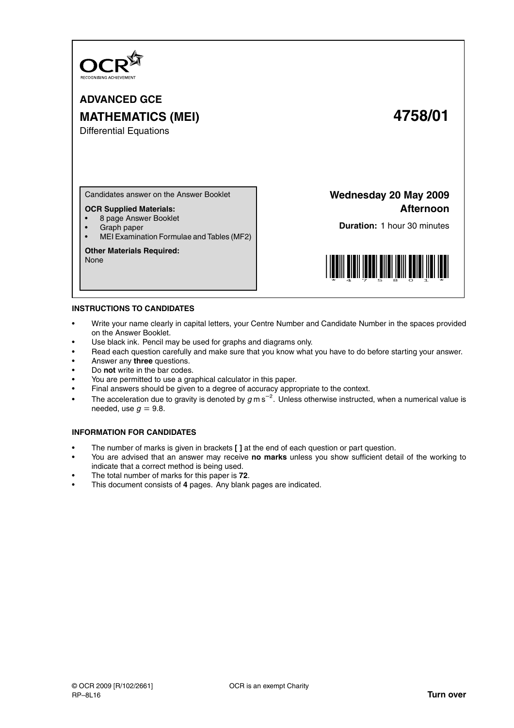OCR

RECOGNISING ACHIEVEMENT

# ADVANCED GCE

# MATHEMATICS (MEI) 4758/01

Differential Equations

Candidates answer on the Answer Booklet

**OCR Supplied Materials:**
- 8 page Answer Booklet
- Graph paper
- MEI Examination Formulae and Tables (MF2)

**Other Materials Required:**
None

**Wednesday 20 May 2009**
**Afternoon**

**Duration:** 1 hour 30 minutes

## INSTRUCTIONS TO CANDIDATES

- Write your name clearly in capital letters, your Centre Number and Candidate Number in the spaces provided on the Answer Booklet.
- Use black ink. Pencil may be used for graphs and diagrams only.
- Read each question carefully and make sure that you know what you have to do before starting your answer.
- Answer any **three** questions.
- Do **not** write in the bar codes.
- You are permitted to use a graphical calculator in this paper.
- Final answers should be given to a degree of accuracy appropriate to the context.
- The acceleration due to gravity is denoted by $g\,\mathrm{m\,s^{-2}}$. Unless otherwise instructed, when a numerical value is needed, use $g = 9.8$.

## INFORMATION FOR CANDIDATES

- The number of marks is given in brackets **[ ]** at the end of each question or part question.
- You are advised that an answer may receive **no marks** unless you show sufficient detail of the working to indicate that a correct method is being used.
- The total number of marks for this paper is **72**.
- This document consists of **4** pages. Any blank pages are indicated.

© OCR 2009 [R/102/2661] OCR is an exempt Charity

RP–8L16 **Turn over**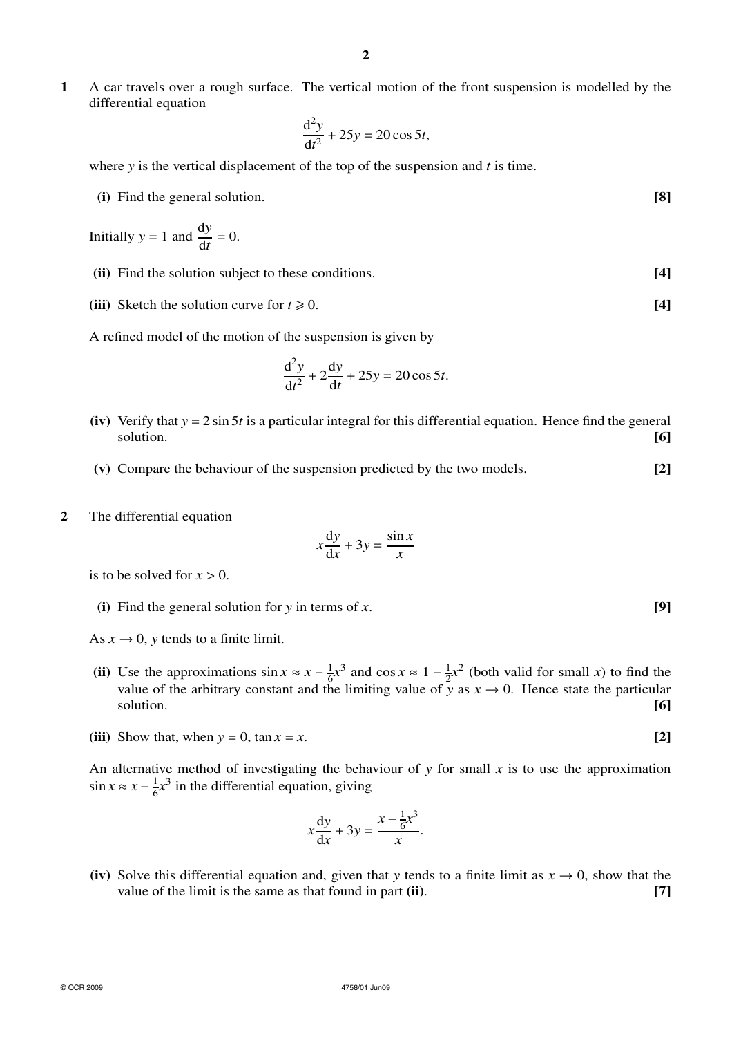**1** A car travels over a rough surface. The vertical motion of the front suspension is modelled by the differential equation

$$\frac{d^2y}{dt^2} + 25y = 20\cos 5t,$$

where $y$ is the vertical displacement of the top of the suspension and $t$ is time.

**(i)** Find the general solution. **[8]**

Initially $y = 1$ and $\frac{dy}{dt} = 0$.

**(ii)** Find the solution subject to these conditions. **[4]**

**(iii)** Sketch the solution curve for $t \geqslant 0$. **[4]**

A refined model of the motion of the suspension is given by

$$\frac{d^2y}{dt^2} + 2\frac{dy}{dt} + 25y = 20\cos 5t.$$

**(iv)** Verify that $y = 2\sin 5t$ is a particular integral for this differential equation. Hence find the general solution. **[6]**

**(v)** Compare the behaviour of the suspension predicted by the two models. **[2]**

**2** The differential equation

$$x\frac{dy}{dx} + 3y = \frac{\sin x}{x}$$

is to be solved for $x > 0$.

**(i)** Find the general solution for $y$ in terms of $x$. **[9]**

As $x \to 0$, $y$ tends to a finite limit.

**(ii)** Use the approximations $\sin x \approx x - \frac{1}{6}x^3$ and $\cos x \approx 1 - \frac{1}{2}x^2$ (both valid for small $x$) to find the value of the arbitrary constant and the limiting value of $y$ as $x \to 0$. Hence state the particular solution. **[6]**

**(iii)** Show that, when $y = 0$, $\tan x = x$. **[2]**

An alternative method of investigating the behaviour of $y$ for small $x$ is to use the approximation $\sin x \approx x - \frac{1}{6}x^3$ in the differential equation, giving

$$x\frac{dy}{dx} + 3y = \frac{x - \frac{1}{6}x^3}{x}.$$

**(iv)** Solve this differential equation and, given that $y$ tends to a finite limit as $x \to 0$, show that the value of the limit is the same as that found in part **(ii)**. **[7]**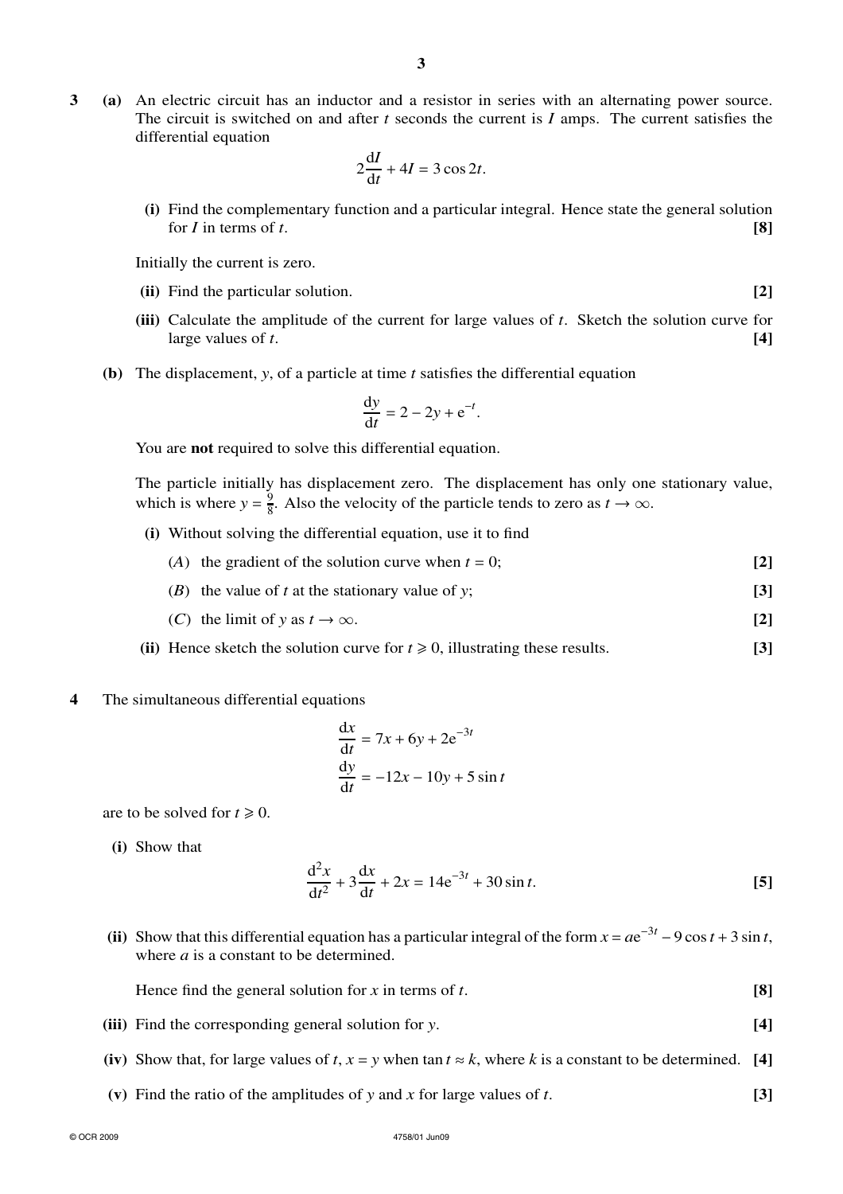**3** **(a)** An electric circuit has an inductor and a resistor in series with an alternating power source. The circuit is switched on and after $t$ seconds the current is $I$ amps. The current satisfies the differential equation

$$2\frac{\mathrm{d}I}{\mathrm{d}t} + 4I = 3\cos 2t.$$

**(i)** Find the complementary function and a particular integral. Hence state the general solution for $I$ in terms of $t$. **[8]**

Initially the current is zero.

**(ii)** Find the particular solution. **[2]**

**(iii)** Calculate the amplitude of the current for large values of $t$. Sketch the solution curve for large values of $t$. **[4]**

**(b)** The displacement, $y$, of a particle at time $t$ satisfies the differential equation

$$\frac{\mathrm{d}y}{\mathrm{d}t} = 2 - 2y + \mathrm{e}^{-t}.$$

You are **not** required to solve this differential equation.

The particle initially has displacement zero. The displacement has only one stationary value, which is where $y = \frac{9}{8}$. Also the velocity of the particle tends to zero as $t \to \infty$.

**(i)** Without solving the differential equation, use it to find

($A$) the gradient of the solution curve when $t = 0$; **[2]**

($B$) the value of $t$ at the stationary value of $y$; **[3]**

($C$) the limit of $y$ as $t \to \infty$. **[2]**

**(ii)** Hence sketch the solution curve for $t \geqslant 0$, illustrating these results. **[3]**

**4** The simultaneous differential equations

$$\frac{\mathrm{d}x}{\mathrm{d}t} = 7x + 6y + 2\mathrm{e}^{-3t}$$
$$\frac{\mathrm{d}y}{\mathrm{d}t} = -12x - 10y + 5\sin t$$

are to be solved for $t \geqslant 0$.

**(i)** Show that

$$\frac{\mathrm{d}^2x}{\mathrm{d}t^2} + 3\frac{\mathrm{d}x}{\mathrm{d}t} + 2x = 14\mathrm{e}^{-3t} + 30\sin t.$$ **[5]**

**(ii)** Show that this differential equation has a particular integral of the form $x = a\mathrm{e}^{-3t} - 9\cos t + 3\sin t$, where $a$ is a constant to be determined.

Hence find the general solution for $x$ in terms of $t$. **[8]**

**(iii)** Find the corresponding general solution for $y$. **[4]**

**(iv)** Show that, for large values of $t$, $x = y$ when $\tan t \approx k$, where $k$ is a constant to be determined. **[4]**

**(v)** Find the ratio of the amplitudes of $y$ and $x$ for large values of $t$. **[3]**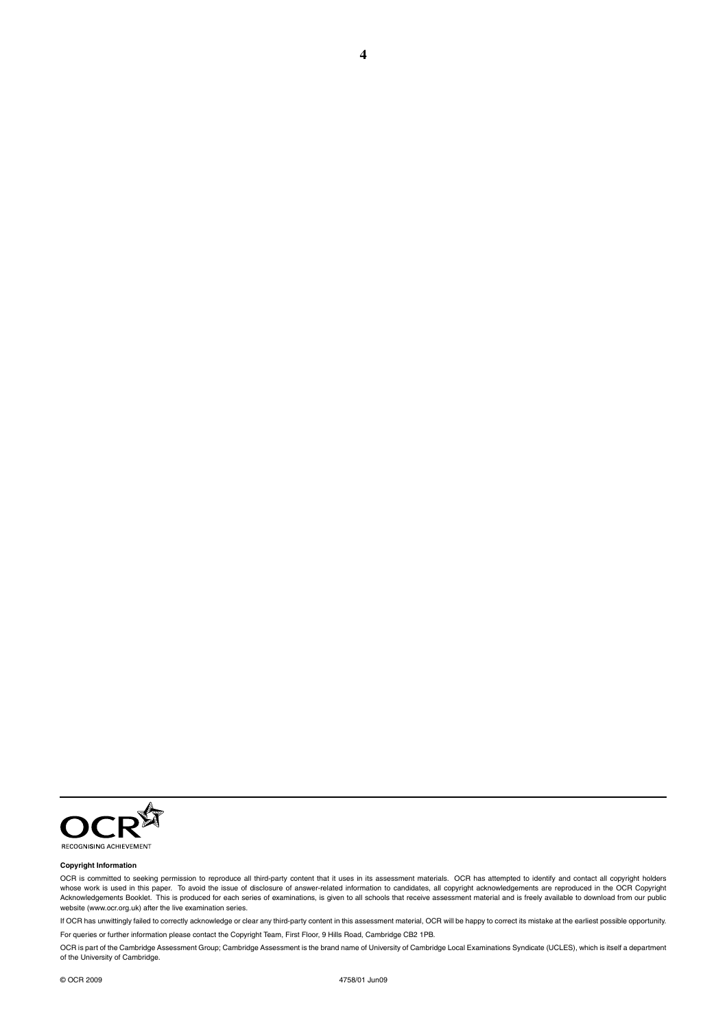**Copyright Information**

OCR is committed to seeking permission to reproduce all third-party content that it uses in its assessment materials. OCR has attempted to identify and contact all copyright holders whose work is used in this paper. To avoid the issue of disclosure of answer-related information to candidates, all copyright acknowledgements are reproduced in the OCR Copyright Acknowledgements Booklet. This is produced for each series of examinations, is given to all schools that receive assessment material and is freely available to download from our public website (www.ocr.org.uk) after the live examination series.

If OCR has unwittingly failed to correctly acknowledge or clear any third-party content in this assessment material, OCR will be happy to correct its mistake at the earliest possible opportunity.

For queries or further information please contact the Copyright Team, First Floor, 9 Hills Road, Cambridge CB2 1PB.

OCR is part of the Cambridge Assessment Group; Cambridge Assessment is the brand name of University of Cambridge Local Examinations Syndicate (UCLES), which is itself a department of the University of Cambridge.

© OCR 2009 4758/01 Jun09